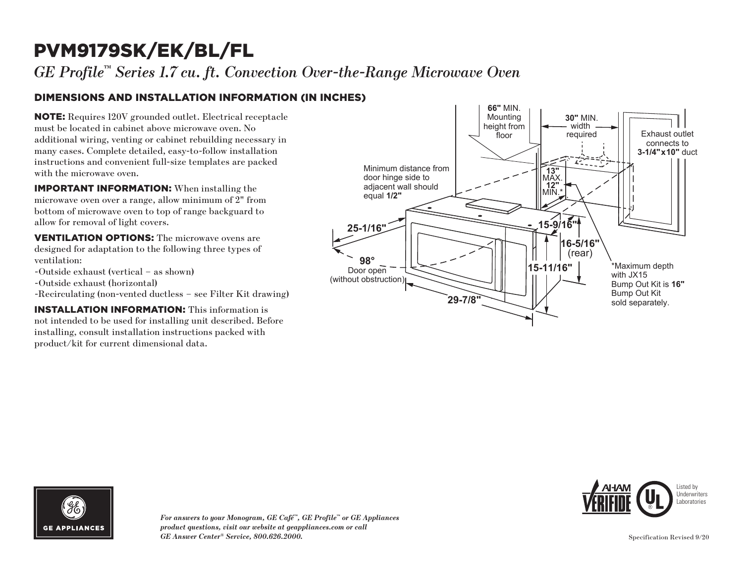# PVM9179SK/EK/BL/FL

*GE Profile™ Series 1.7 cu. ft. Convection Over-the-Range Microwave Oven*

## DIMENSIONS AND INSTALLATION INFORMATION (IN INCHES)

**NOTE:** Requires 120V grounded outlet. Electrical receptacle must be located in cabinet above microwave oven. No additional wiring, venting or cabinet rebuilding necessary in many cases. Complete detailed, easy-to-follow installation instructions and convenient full-size templates are packed with the microwave oven.

**IMPORTANT INFORMATION:** When installing the microwave oven over a range, allow minimum of 2" from bottom of microwave oven to top of range backguard to allow for removal of light covers.

**VENTILATION OPTIONS:** The microwave ovens are designed for adaptation to the following three types of ventilation:

- -Outside exhaust (vertical – as shown)
- -Outside exhaust (horizontal)
- -Recirculating (non-vented ductless – see Filter Kit drawing)

**INSTALLATION INFORMATION:** This information is not intended to be used for installing unit described. Before installing, consult installation instructions packed with product/kit for current dimensional data.

**66"** MIN. Mounting height from floor

**30"** MIN. width required

Exhaust outlet connects to **3-1/4"x10"** duct

Minimum distance from door hinge side to adjacent wall should equal **1/2"**

**13"** MAX. **12"** MIN.*

**25-1/16"**

**15-9/16"**

**16-5/16"** (rear)

**98°** Door open (without obstruction)

**15-11/16"**

**29-7/8"**

*Maximum depth with JX15 Bump Out Kit is **16"** Bump Out Kit sold separately.

*For answers to your Monogram, GE Café™, GE Profile™ or GE Appliances product questions, visit our website at geappliances.com or call GE Answer Center® Service, 800.626.2000.*

Listed by Underwriters Laboratories

Specification Revised 9/20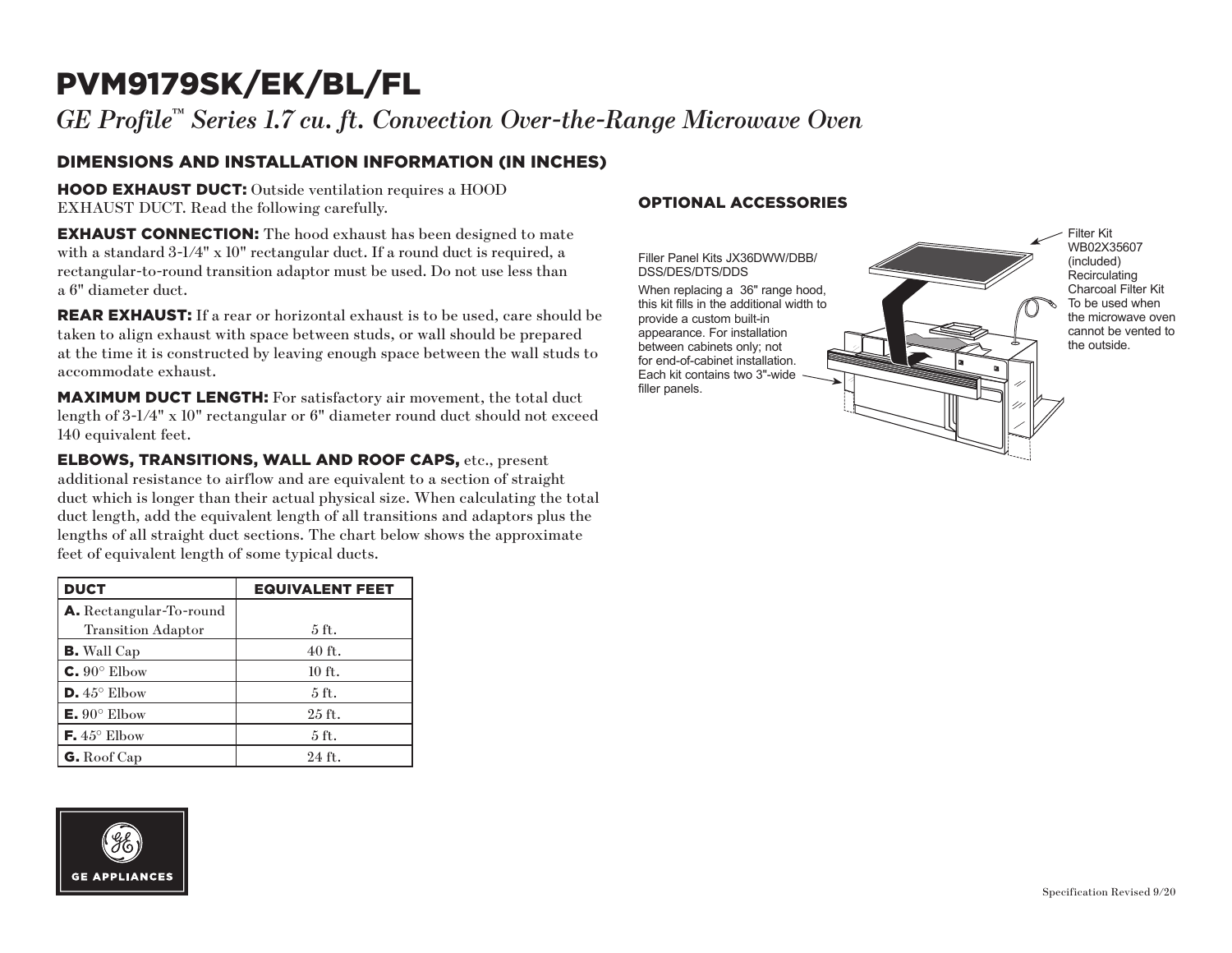# PVM9179SK/EK/BL/FL

*GE Profile™ Series 1.7 cu. ft. Convection Over-the-Range Microwave Oven*

## DIMENSIONS AND INSTALLATION INFORMATION (IN INCHES)

**HOOD EXHAUST DUCT:** Outside ventilation requires a HOOD EXHAUST DUCT. Read the following carefully.

**EXHAUST CONNECTION:** The hood exhaust has been designed to mate with a standard 3-1/4" x 10" rectangular duct. If a round duct is required, a rectangular-to-round transition adaptor must be used. Do not use less than a 6" diameter duct.

**REAR EXHAUST:** If a rear or horizontal exhaust is to be used, care should be taken to align exhaust with space between studs, or wall should be prepared at the time it is constructed by leaving enough space between the wall studs to accommodate exhaust.

**MAXIMUM DUCT LENGTH:** For satisfactory air movement, the total duct length of 3-1/4" x 10" rectangular or 6" diameter round duct should not exceed 140 equivalent feet.

**ELBOWS, TRANSITIONS, WALL AND ROOF CAPS,** etc., present additional resistance to airflow and are equivalent to a section of straight duct which is longer than their actual physical size. When calculating the total duct length, add the equivalent length of all transitions and adaptors plus the lengths of all straight duct sections. The chart below shows the approximate feet of equivalent length of some typical ducts.

| DUCT | EQUIVALENT FEET |
|---|---|
| **A.** Rectangular-To-round Transition Adaptor | 5 ft. |
| **B.** Wall Cap | 40 ft. |
| **C.** 90° Elbow | 10 ft. |
| **D.** 45° Elbow | 5 ft. |
| **E.** 90° Elbow | 25 ft. |
| **F.** 45° Elbow | 5 ft. |
| **G.** Roof Cap | 24 ft. |

## OPTIONAL ACCESSORIES

Filler Panel Kits JX36DWW/DBB/DSS/DES/DTS/DDS

When replacing a 36" range hood, this kit fills in the additional width to provide a custom built-in appearance. For installation between cabinets only; not for end-of-cabinet installation. Each kit contains two 3"-wide filler panels.

Filter Kit WB02X35607 (included) Recirculating Charcoal Filter Kit To be used when the microwave oven cannot be vented to the outside.

GE APPLIANCES

Specification Revised 9/20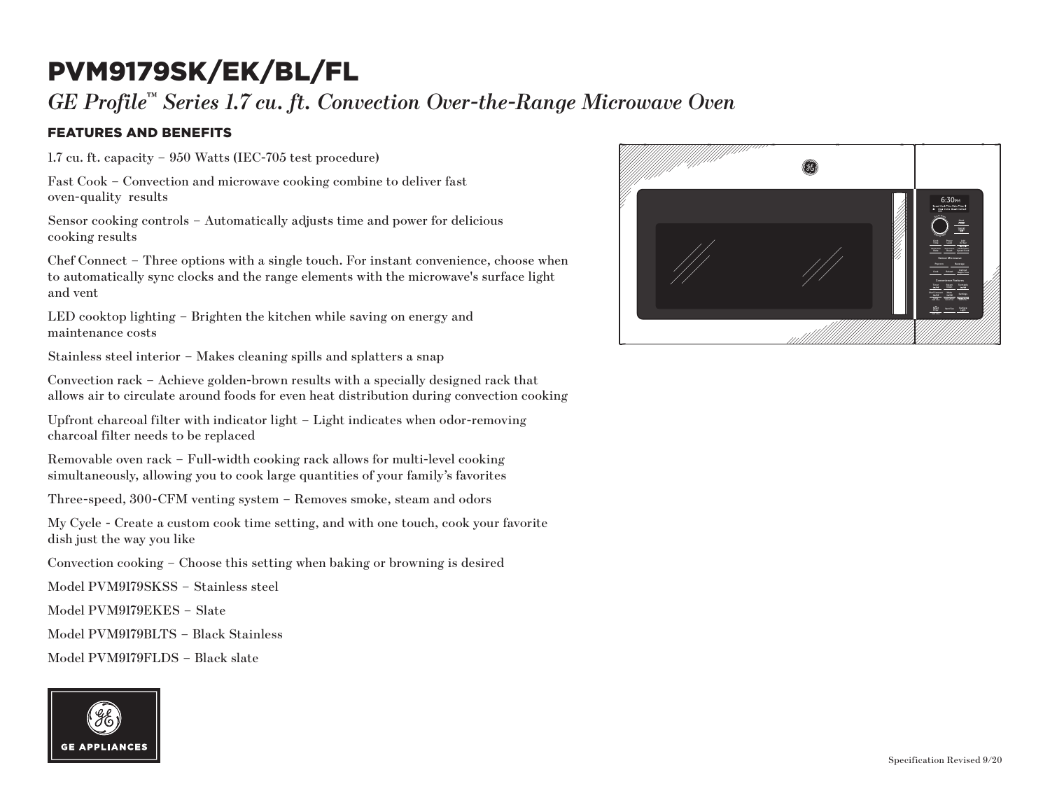# PVM9179SK/EK/BL/FL

*GE Profile™ Series 1.7 cu. ft. Convection Over-the-Range Microwave Oven*

## FEATURES AND BENEFITS

1.7 cu. ft. capacity – 950 Watts (IEC-705 test procedure)

Fast Cook – Convection and microwave cooking combine to deliver fast oven-quality results

Sensor cooking controls – Automatically adjusts time and power for delicious cooking results

Chef Connect – Three options with a single touch. For instant convenience, choose when to automatically sync clocks and the range elements with the microwave's surface light and vent

LED cooktop lighting – Brighten the kitchen while saving on energy and maintenance costs

Stainless steel interior – Makes cleaning spills and splatters a snap

Convection rack – Achieve golden-brown results with a specially designed rack that allows air to circulate around foods for even heat distribution during convection cooking

Upfront charcoal filter with indicator light – Light indicates when odor-removing charcoal filter needs to be replaced

Removable oven rack – Full-width cooking rack allows for multi-level cooking simultaneously, allowing you to cook large quantities of your family's favorites

Three-speed, 300-CFM venting system – Removes smoke, steam and odors

My Cycle - Create a custom cook time setting, and with one touch, cook your favorite dish just the way you like

Convection cooking – Choose this setting when baking or browning is desired

Model PVM9179SKSS – Stainless steel

Model PVM9179EKES – Slate

Model PVM9179BLTS – Black Stainless

Model PVM9179FLDS – Black slate

GE APPLIANCES

Specification Revised 9/20